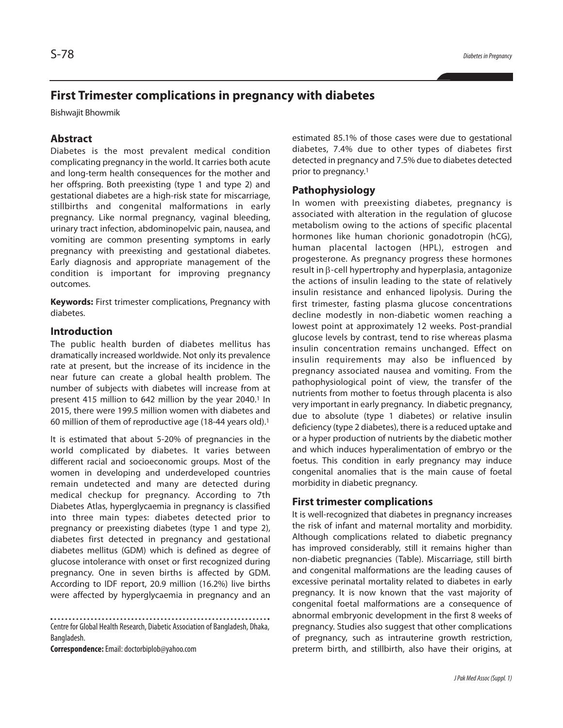# First Trimester complications in pregnancy with diabetes

Bishwajit Bhowmik

## Abstract

Diabetes is the most prevalent medical condition complicating pregnancy in the world. It carries both acute and long-term health consequences for the mother and her offspring. Both preexisting (type 1 and type 2) and gestational diabetes are a high-risk state for miscarriage, stillbirths and congenital malformations in early pregnancy. Like normal pregnancy, vaginal bleeding, urinary tract infection, abdominopelvic pain, nausea, and vomiting are common presenting symptoms in early pregnancy with preexisting and gestational diabetes. Early diagnosis and appropriate management of the condition is important for improving pregnancy outcomes.

**Keywords:** First trimester complications, Pregnancy with diabetes.

## Introduction

The public health burden of diabetes mellitus has dramatically increased worldwide. Not only its prevalence rate at present, but the increase of its incidence in the near future can create a global health problem. The number of subjects with diabetes will increase from at present 415 million to 642 million by the year 2040.[1] In 2015, there were 199.5 million women with diabetes and 60 million of them of reproductive age (18-44 years old).[1]

It is estimated that about 5-20% of pregnancies in the world complicated by diabetes. It varies between different racial and socioeconomic groups. Most of the women in developing and underdeveloped countries remain undetected and many are detected during medical checkup for pregnancy. According to 7th Diabetes Atlas, hyperglycaemia in pregnancy is classified into three main types: diabetes detected prior to pregnancy or preexisting diabetes (type 1 and type 2), diabetes first detected in pregnancy and gestational diabetes mellitus (GDM) which is defined as degree of glucose intolerance with onset or first recognized during pregnancy. One in seven births is affected by GDM. According to IDF report, 20.9 million (16.2%) live births were affected by hyperglycaemia in pregnancy and an estimated 85.1% of those cases were due to gestational diabetes, 7.4% due to other types of diabetes first detected in pregnancy and 7.5% due to diabetes detected prior to pregnancy.[1]

Centre for Global Health Research, Diabetic Association of Bangladesh, Dhaka, Bangladesh.

**Correspondence:** Email: doctorbiplob@yahoo.com

## Pathophysiology

In women with preexisting diabetes, pregnancy is associated with alteration in the regulation of glucose metabolism owing to the actions of specific placental hormones like human chorionic gonadotropin (hCG), human placental lactogen (HPL), estrogen and progesterone. As pregnancy progress these hormones result in $\beta$-cell hypertrophy and hyperplasia, antagonize the actions of insulin leading to the state of relatively insulin resistance and enhanced lipolysis. During the first trimester, fasting plasma glucose concentrations decline modestly in non-diabetic women reaching a lowest point at approximately 12 weeks. Post-prandial glucose levels by contrast, tend to rise whereas plasma insulin concentration remains unchanged. Effect on insulin requirements may also be influenced by pregnancy associated nausea and vomiting. From the pathophysiological point of view, the transfer of the nutrients from mother to foetus through placenta is also very important in early pregnancy. In diabetic pregnancy, due to absolute (type 1 diabetes) or relative insulin deficiency (type 2 diabetes), there is a reduced uptake and or a hyper production of nutrients by the diabetic mother and which induces hyperalimentation of embryo or the foetus. This condition in early pregnancy may induce congenital anomalies that is the main cause of foetal morbidity in diabetic pregnancy.

## First trimester complications

It is well-recognized that diabetes in pregnancy increases the risk of infant and maternal mortality and morbidity. Although complications related to diabetic pregnancy has improved considerably, still it remains higher than non-diabetic pregnancies (Table). Miscarriage, still birth and congenital malformations are the leading causes of excessive perinatal mortality related to diabetes in early pregnancy. It is now known that the vast majority of congenital foetal malformations are a consequence of abnormal embryonic development in the first 8 weeks of pregnancy. Studies also suggest that other complications of pregnancy, such as intrauterine growth restriction, preterm birth, and stillbirth, also have their origins, at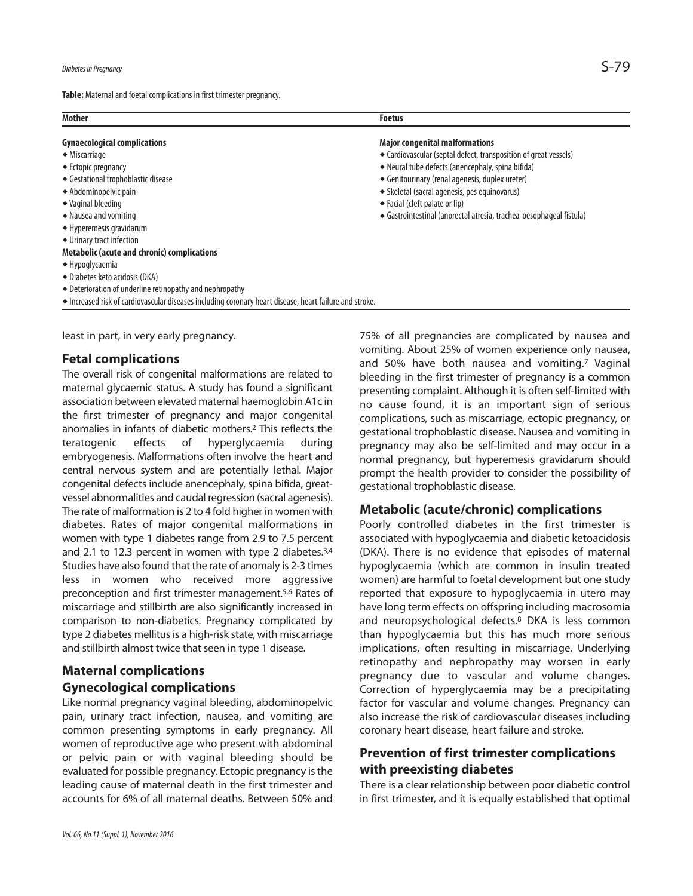**Table:** Maternal and foetal complications in first trimester pregnancy.

| Mother | Foetus |
|---|---|
| **Gynaecological complications** | **Major congenital malformations** |
| ◆ Miscarriage | ◆ Cardiovascular (septal defect, transposition of great vessels) |
| ◆ Ectopic pregnancy | ◆ Neural tube defects (anencephaly, spina bifida) |
| ◆ Gestational trophoblastic disease | ◆ Genitourinary (renal agenesis, duplex ureter) |
| ◆ Abdominopelvic pain | ◆ Skeletal (sacral agenesis, pes equinovarus) |
| ◆ Vaginal bleeding | ◆ Facial (cleft palate or lip) |
| ◆ Nausea and vomiting | ◆ Gastrointestinal (anorectal atresia, trachea-oesophageal fistula) |
| ◆ Hyperemesis gravidarum | |
| ◆ Urinary tract infection | |
| **Metabolic (acute and chronic) complications** | |
| ◆ Hypoglycaemia | |
| ◆ Diabetes keto acidosis (DKA) | |
| ◆ Deterioration of underline retinopathy and nephropathy | |
| ◆ Increased risk of cardiovascular diseases including coronary heart disease, heart failure and stroke. | |

least in part, in very early pregnancy.

## Fetal complications

The overall risk of congenital malformations are related to maternal glycaemic status. A study has found a significant association between elevated maternal haemoglobin A1c in the first trimester of pregnancy and major congenital anomalies in infants of diabetic mothers.[2] This reflects the teratogenic effects of hyperglycaemia during embryogenesis. Malformations often involve the heart and central nervous system and are potentially lethal. Major congenital defects include anencephaly, spina bifida, great-vessel abnormalities and caudal regression (sacral agenesis). The rate of malformation is 2 to 4 fold higher in women with diabetes. Rates of major congenital malformations in women with type 1 diabetes range from 2.9 to 7.5 percent and 2.1 to 12.3 percent in women with type 2 diabetes.[3,4] Studies have also found that the rate of anomaly is 2-3 times less in women who received more aggressive preconception and first trimester management.[5,6] Rates of miscarriage and stillbirth are also significantly increased in comparison to non-diabetics. Pregnancy complicated by type 2 diabetes mellitus is a high-risk state, with miscarriage and stillbirth almost twice that seen in type 1 disease.

## Maternal complications

### Gynecological complications

Like normal pregnancy vaginal bleeding, abdominopelvic pain, urinary tract infection, nausea, and vomiting are common presenting symptoms in early pregnancy. All women of reproductive age who present with abdominal or pelvic pain or with vaginal bleeding should be evaluated for possible pregnancy. Ectopic pregnancy is the leading cause of maternal death in the first trimester and accounts for 6% of all maternal deaths. Between 50% and 75% of all pregnancies are complicated by nausea and vomiting. About 25% of women experience only nausea, and 50% have both nausea and vomiting.[7] Vaginal bleeding in the first trimester of pregnancy is a common presenting complaint. Although it is often self-limited with no cause found, it is an important sign of serious complications, such as miscarriage, ectopic pregnancy, or gestational trophoblastic disease. Nausea and vomiting in pregnancy may also be self-limited and may occur in a normal pregnancy, but hyperemesis gravidarum should prompt the health provider to consider the possibility of gestational trophoblastic disease.

### Metabolic (acute/chronic) complications

Poorly controlled diabetes in the first trimester is associated with hypoglycaemia and diabetic ketoacidosis (DKA). There is no evidence that episodes of maternal hypoglycaemia (which are common in insulin treated women) are harmful to foetal development but one study reported that exposure to hypoglycaemia in utero may have long term effects on offspring including macrosomia and neuropsychological defects.[8] DKA is less common than hypoglycaemia but this has much more serious implications, often resulting in miscarriage. Underlying retinopathy and nephropathy may worsen in early pregnancy due to vascular and volume changes. Correction of hyperglycaemia may be a precipitating factor for vascular and volume changes. Pregnancy can also increase the risk of cardiovascular diseases including coronary heart disease, heart failure and stroke.

## Prevention of first trimester complications with preexisting diabetes

There is a clear relationship between poor diabetic control in first trimester, and it is equally established that optimal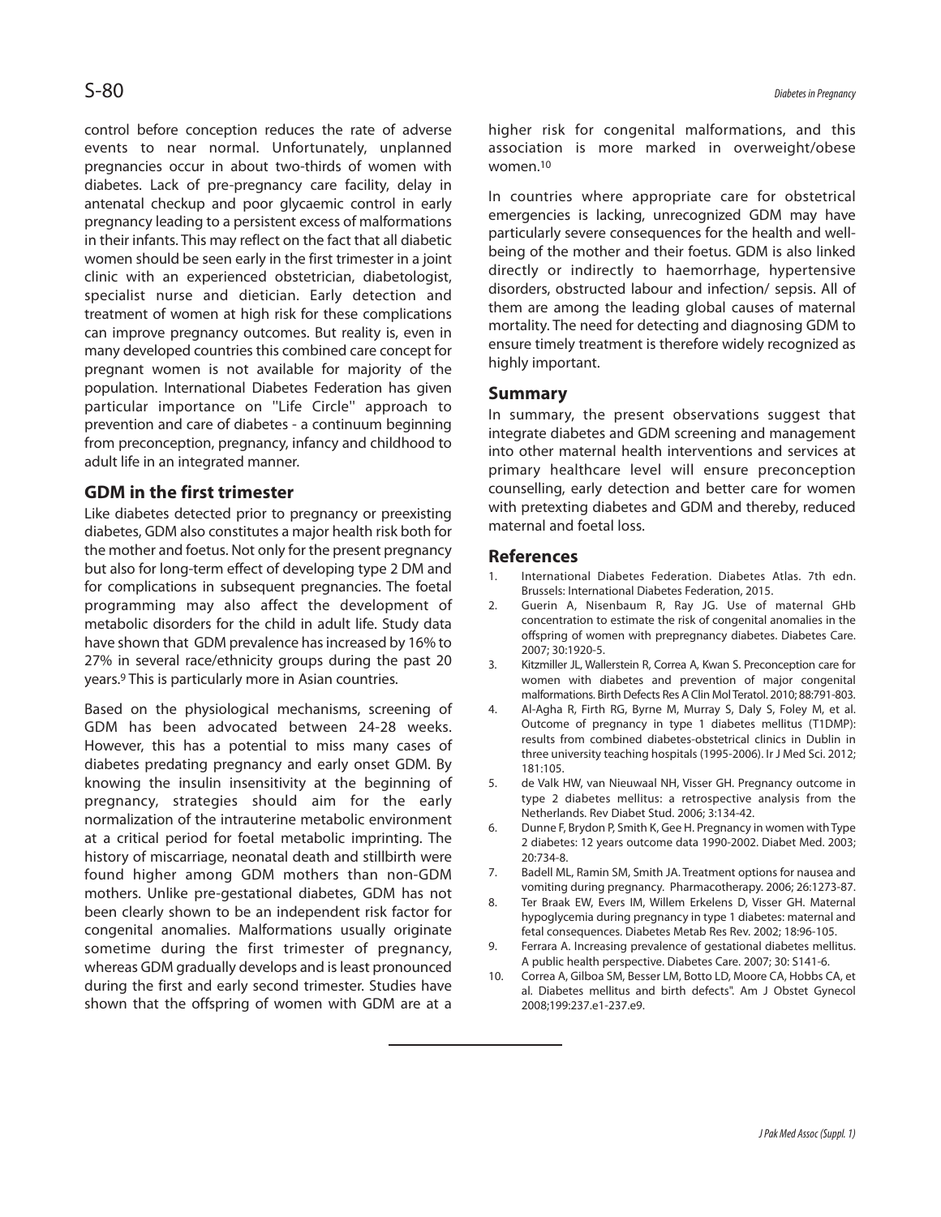control before conception reduces the rate of adverse events to near normal. Unfortunately, unplanned pregnancies occur in about two-thirds of women with diabetes. Lack of pre-pregnancy care facility, delay in antenatal checkup and poor glycaemic control in early pregnancy leading to a persistent excess of malformations in their infants. This may reflect on the fact that all diabetic women should be seen early in the first trimester in a joint clinic with an experienced obstetrician, diabetologist, specialist nurse and dietician. Early detection and treatment of women at high risk for these complications can improve pregnancy outcomes. But reality is, even in many developed countries this combined care concept for pregnant women is not available for majority of the population. International Diabetes Federation has given particular importance on "Life Circle" approach to prevention and care of diabetes - a continuum beginning from preconception, pregnancy, infancy and childhood to adult life in an integrated manner.

## GDM in the first trimester

Like diabetes detected prior to pregnancy or preexisting diabetes, GDM also constitutes a major health risk both for the mother and foetus. Not only for the present pregnancy but also for long-term effect of developing type 2 DM and for complications in subsequent pregnancies. The foetal programming may also affect the development of metabolic disorders for the child in adult life. Study data have shown that GDM prevalence has increased by 16% to 27% in several race/ethnicity groups during the past 20 years.[9] This is particularly more in Asian countries.

Based on the physiological mechanisms, screening of GDM has been advocated between 24-28 weeks. However, this has a potential to miss many cases of diabetes predating pregnancy and early onset GDM. By knowing the insulin insensitivity at the beginning of pregnancy, strategies should aim for the early normalization of the intrauterine metabolic environment at a critical period for foetal metabolic imprinting. The history of miscarriage, neonatal death and stillbirth were found higher among GDM mothers than non-GDM mothers. Unlike pre-gestational diabetes, GDM has not been clearly shown to be an independent risk factor for congenital anomalies. Malformations usually originate sometime during the first trimester of pregnancy, whereas GDM gradually develops and is least pronounced during the first and early second trimester. Studies have shown that the offspring of women with GDM are at a higher risk for congenital malformations, and this association is more marked in overweight/obese women.[10]

In countries where appropriate care for obstetrical emergencies is lacking, unrecognized GDM may have particularly severe consequences for the health and well-being of the mother and their foetus. GDM is also linked directly or indirectly to haemorrhage, hypertensive disorders, obstructed labour and infection/ sepsis. All of them are among the leading global causes of maternal mortality. The need for detecting and diagnosing GDM to ensure timely treatment is therefore widely recognized as highly important.

## Summary

In summary, the present observations suggest that integrate diabetes and GDM screening and management into other maternal health interventions and services at primary healthcare level will ensure preconception counselling, early detection and better care for women with pretexting diabetes and GDM and thereby, reduced maternal and foetal loss.

## References

1. International Diabetes Federation. Diabetes Atlas. 7th edn. Brussels: International Diabetes Federation, 2015.
2. Guerin A, Nisenbaum R, Ray JG. Use of maternal GHb concentration to estimate the risk of congenital anomalies in the offspring of women with prepregnancy diabetes. Diabetes Care. 2007; 30:1920-5.
3. Kitzmiller JL, Wallerstein R, Correa A, Kwan S. Preconception care for women with diabetes and prevention of major congenital malformations. Birth Defects Res A Clin Mol Teratol. 2010; 88:791-803.
4. Al-Agha R, Firth RG, Byrne M, Murray S, Daly S, Foley M, et al. Outcome of pregnancy in type 1 diabetes mellitus (T1DMP): results from combined diabetes-obstetrical clinics in Dublin in three university teaching hospitals (1995-2006). Ir J Med Sci. 2012; 181:105.
5. de Valk HW, van Nieuwaal NH, Visser GH. Pregnancy outcome in type 2 diabetes mellitus: a retrospective analysis from the Netherlands. Rev Diabet Stud. 2006; 3:134-42.
6. Dunne F, Brydon P, Smith K, Gee H. Pregnancy in women with Type 2 diabetes: 12 years outcome data 1990-2002. Diabet Med. 2003; 20:734-8.
7. Badell ML, Ramin SM, Smith JA. Treatment options for nausea and vomiting during pregnancy. Pharmacotherapy. 2006; 26:1273-87.
8. Ter Braak EW, Evers IM, Willem Erkelens D, Visser GH. Maternal hypoglycemia during pregnancy in type 1 diabetes: maternal and fetal consequences. Diabetes Metab Res Rev. 2002; 18:96-105.
9. Ferrara A. Increasing prevalence of gestational diabetes mellitus. A public health perspective. Diabetes Care. 2007; 30: S141-6.
10. Correa A, Gilboa SM, Besser LM, Botto LD, Moore CA, Hobbs CA, et al. Diabetes mellitus and birth defects". Am J Obstet Gynecol 2008;199:237.e1-237.e9.